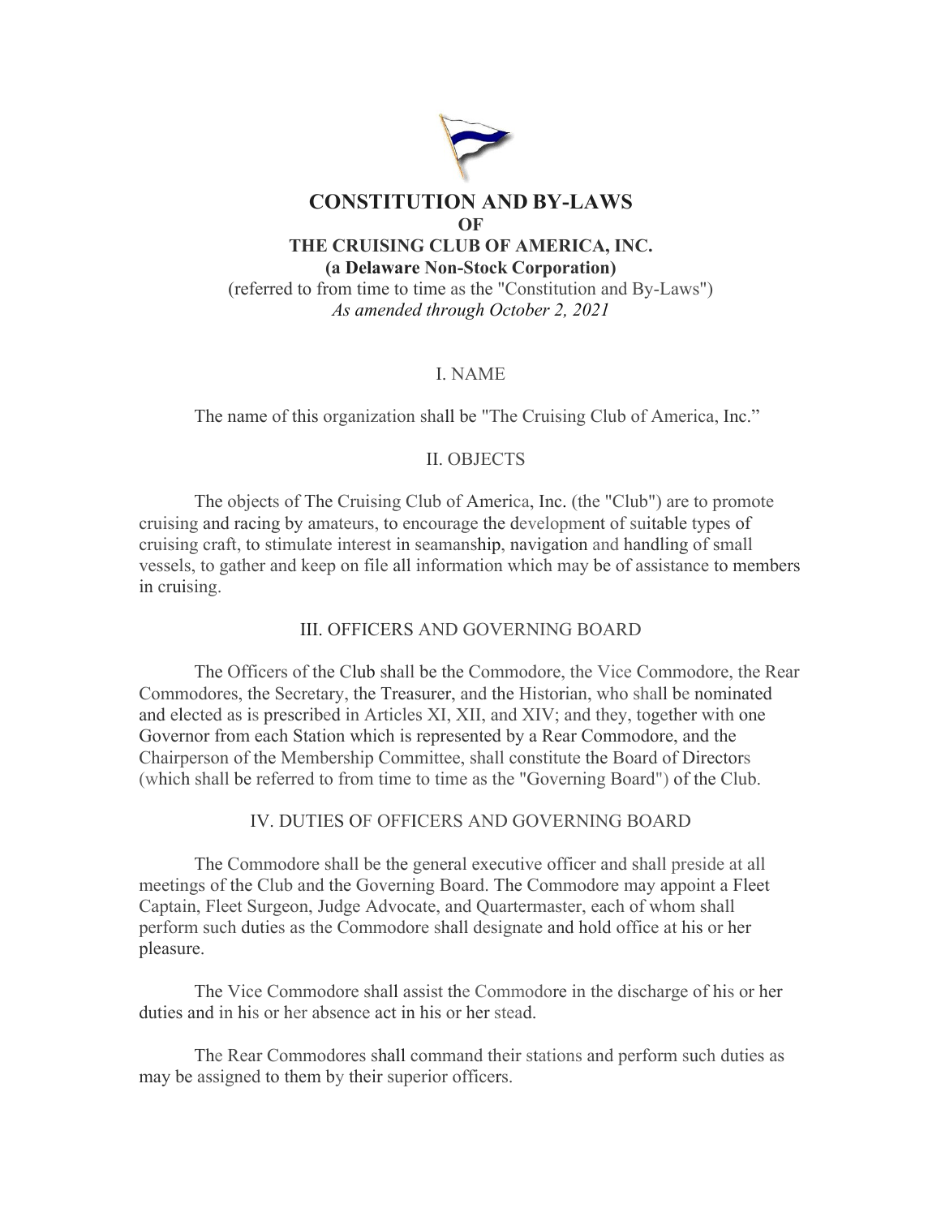# CONSTITUTION AND BY-LAWS
# OF
# THE CRUISING CLUB OF AMERICA, INC.

**(a Delaware Non-Stock Corporation)**

(referred to from time to time as the "Constitution and By-Laws")

*As amended through October 2, 2021*

## I. NAME

The name of this organization shall be "The Cruising Club of America, Inc."

## II. OBJECTS

The objects of The Cruising Club of America, Inc. (the "Club") are to promote cruising and racing by amateurs, to encourage the development of suitable types of cruising craft, to stimulate interest in seamanship, navigation and handling of small vessels, to gather and keep on file all information which may be of assistance to members in cruising.

## III. OFFICERS AND GOVERNING BOARD

The Officers of the Club shall be the Commodore, the Vice Commodore, the Rear Commodores, the Secretary, the Treasurer, and the Historian, who shall be nominated and elected as is prescribed in Articles XI, XII, and XIV; and they, together with one Governor from each Station which is represented by a Rear Commodore, and the Chairperson of the Membership Committee, shall constitute the Board of Directors (which shall be referred to from time to time as the "Governing Board") of the Club.

## IV. DUTIES OF OFFICERS AND GOVERNING BOARD

The Commodore shall be the general executive officer and shall preside at all meetings of the Club and the Governing Board. The Commodore may appoint a Fleet Captain, Fleet Surgeon, Judge Advocate, and Quartermaster, each of whom shall perform such duties as the Commodore shall designate and hold office at his or her pleasure.

The Vice Commodore shall assist the Commodore in the discharge of his or her duties and in his or her absence act in his or her stead.

The Rear Commodores shall command their stations and perform such duties as may be assigned to them by their superior officers.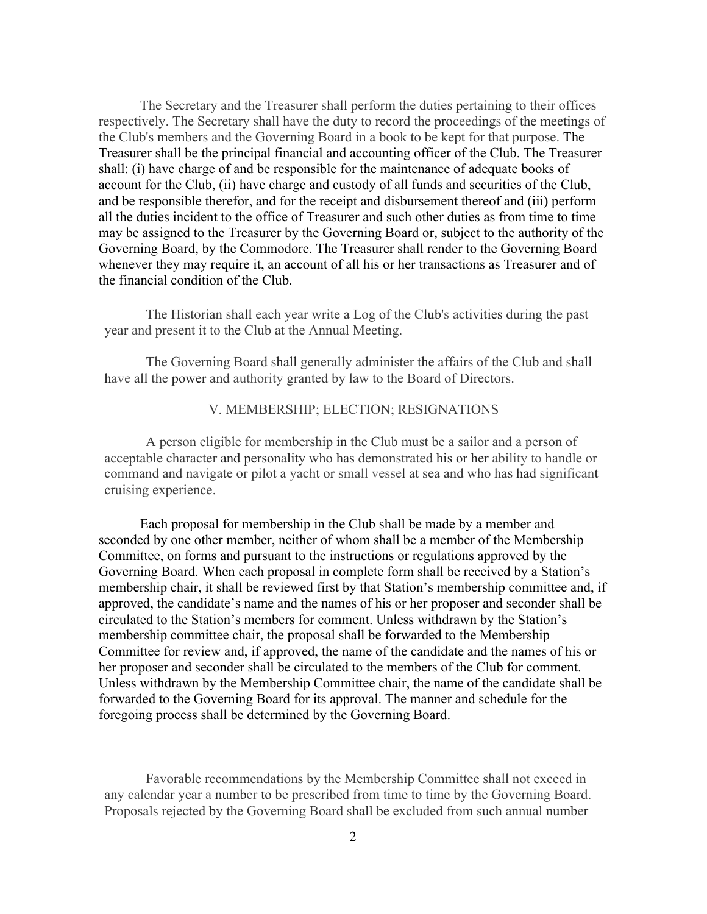The Secretary and the Treasurer shall perform the duties pertaining to their offices respectively. The Secretary shall have the duty to record the proceedings of the meetings of the Club's members and the Governing Board in a book to be kept for that purpose. The Treasurer shall be the principal financial and accounting officer of the Club. The Treasurer shall: (i) have charge of and be responsible for the maintenance of adequate books of account for the Club, (ii) have charge and custody of all funds and securities of the Club, and be responsible therefor, and for the receipt and disbursement thereof and (iii) perform all the duties incident to the office of Treasurer and such other duties as from time to time may be assigned to the Treasurer by the Governing Board or, subject to the authority of the Governing Board, by the Commodore. The Treasurer shall render to the Governing Board whenever they may require it, an account of all his or her transactions as Treasurer and of the financial condition of the Club.

The Historian shall each year write a Log of the Club's activities during the past year and present it to the Club at the Annual Meeting.

The Governing Board shall generally administer the affairs of the Club and shall have all the power and authority granted by law to the Board of Directors.

## V. MEMBERSHIP; ELECTION; RESIGNATIONS

A person eligible for membership in the Club must be a sailor and a person of acceptable character and personality who has demonstrated his or her ability to handle or command and navigate or pilot a yacht or small vessel at sea and who has had significant cruising experience.

Each proposal for membership in the Club shall be made by a member and seconded by one other member, neither of whom shall be a member of the Membership Committee, on forms and pursuant to the instructions or regulations approved by the Governing Board. When each proposal in complete form shall be received by a Station's membership chair, it shall be reviewed first by that Station's membership committee and, if approved, the candidate's name and the names of his or her proposer and seconder shall be circulated to the Station's members for comment. Unless withdrawn by the Station's membership committee chair, the proposal shall be forwarded to the Membership Committee for review and, if approved, the name of the candidate and the names of his or her proposer and seconder shall be circulated to the members of the Club for comment. Unless withdrawn by the Membership Committee chair, the name of the candidate shall be forwarded to the Governing Board for its approval. The manner and schedule for the foregoing process shall be determined by the Governing Board.

Favorable recommendations by the Membership Committee shall not exceed in any calendar year a number to be prescribed from time to time by the Governing Board. Proposals rejected by the Governing Board shall be excluded from such annual number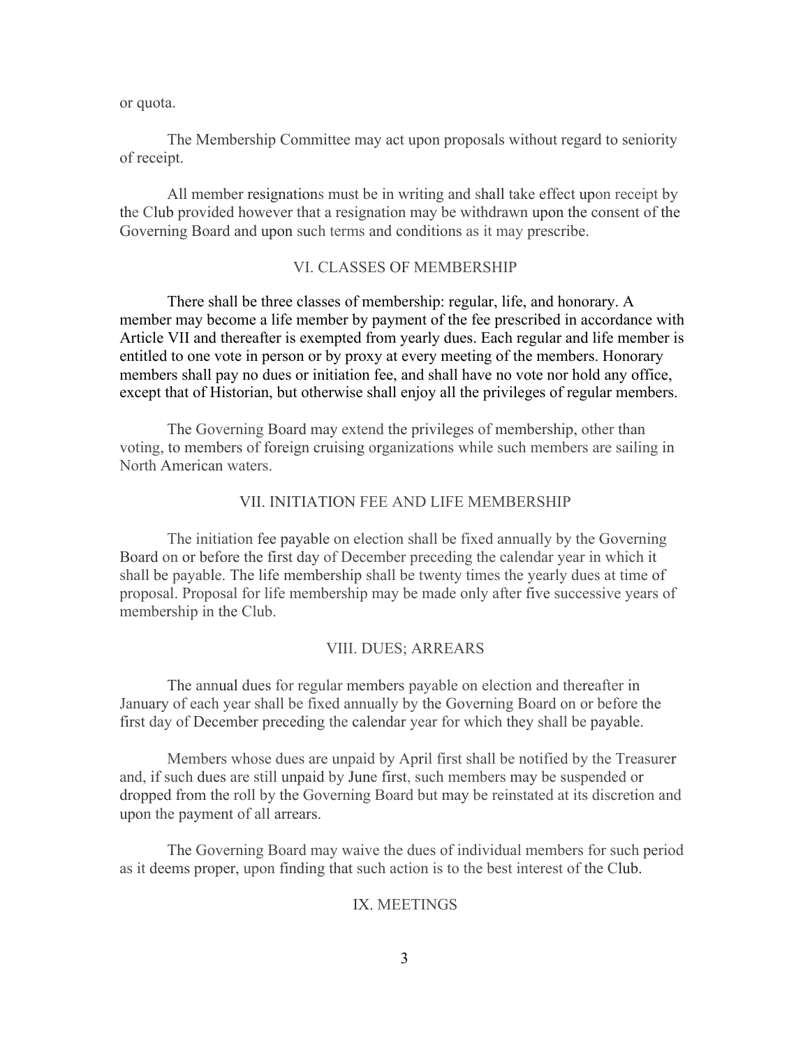or quota.

The Membership Committee may act upon proposals without regard to seniority of receipt.

All member resignations must be in writing and shall take effect upon receipt by the Club provided however that a resignation may be withdrawn upon the consent of the Governing Board and upon such terms and conditions as it may prescribe.

## VI. CLASSES OF MEMBERSHIP

There shall be three classes of membership: regular, life, and honorary. A member may become a life member by payment of the fee prescribed in accordance with Article VII and thereafter is exempted from yearly dues. Each regular and life member is entitled to one vote in person or by proxy at every meeting of the members. Honorary members shall pay no dues or initiation fee, and shall have no vote nor hold any office, except that of Historian, but otherwise shall enjoy all the privileges of regular members.

The Governing Board may extend the privileges of membership, other than voting, to members of foreign cruising organizations while such members are sailing in North American waters.

## VII. INITIATION FEE AND LIFE MEMBERSHIP

The initiation fee payable on election shall be fixed annually by the Governing Board on or before the first day of December preceding the calendar year in which it shall be payable. The life membership shall be twenty times the yearly dues at time of proposal. Proposal for life membership may be made only after five successive years of membership in the Club.

## VIII. DUES; ARREARS

The annual dues for regular members payable on election and thereafter in January of each year shall be fixed annually by the Governing Board on or before the first day of December preceding the calendar year for which they shall be payable.

Members whose dues are unpaid by April first shall be notified by the Treasurer and, if such dues are still unpaid by June first, such members may be suspended or dropped from the roll by the Governing Board but may be reinstated at its discretion and upon the payment of all arrears.

The Governing Board may waive the dues of individual members for such period as it deems proper, upon finding that such action is to the best interest of the Club.

## IX. MEETINGS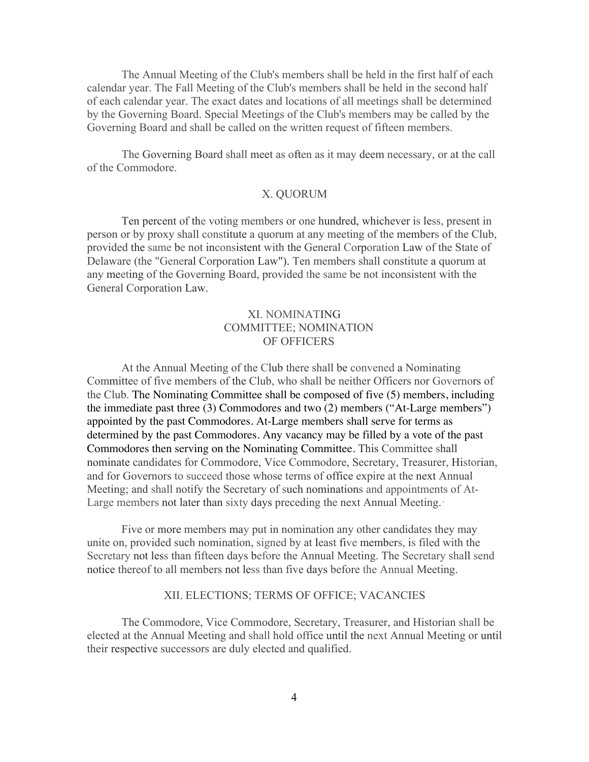The Annual Meeting of the Club's members shall be held in the first half of each calendar year. The Fall Meeting of the Club's members shall be held in the second half of each calendar year. The exact dates and locations of all meetings shall be determined by the Governing Board. Special Meetings of the Club's members may be called by the Governing Board and shall be called on the written request of fifteen members.

The Governing Board shall meet as often as it may deem necessary, or at the call of the Commodore.

## X. QUORUM

Ten percent of the voting members or one hundred, whichever is less, present in person or by proxy shall constitute a quorum at any meeting of the members of the Club, provided the same be not inconsistent with the General Corporation Law of the State of Delaware (the "General Corporation Law"). Ten members shall constitute a quorum at any meeting of the Governing Board, provided the same be not inconsistent with the General Corporation Law.

## XI. NOMINATING COMMITTEE; NOMINATION OF OFFICERS

At the Annual Meeting of the Club there shall be convened a Nominating Committee of five members of the Club, who shall be neither Officers nor Governors of the Club. The Nominating Committee shall be composed of five (5) members, including the immediate past three (3) Commodores and two (2) members ("At-Large members") appointed by the past Commodores. At-Large members shall serve for terms as determined by the past Commodores. Any vacancy may be filled by a vote of the past Commodores then serving on the Nominating Committee. This Committee shall nominate candidates for Commodore, Vice Commodore, Secretary, Treasurer, Historian, and for Governors to succeed those whose terms of office expire at the next Annual Meeting; and shall notify the Secretary of such nominations and appointments of At-Large members not later than sixty days preceding the next Annual Meeting.

Five or more members may put in nomination any other candidates they may unite on, provided such nomination, signed by at least five members, is filed with the Secretary not less than fifteen days before the Annual Meeting. The Secretary shall send notice thereof to all members not less than five days before the Annual Meeting.

## XII. ELECTIONS; TERMS OF OFFICE; VACANCIES

The Commodore, Vice Commodore, Secretary, Treasurer, and Historian shall be elected at the Annual Meeting and shall hold office until the next Annual Meeting or until their respective successors are duly elected and qualified.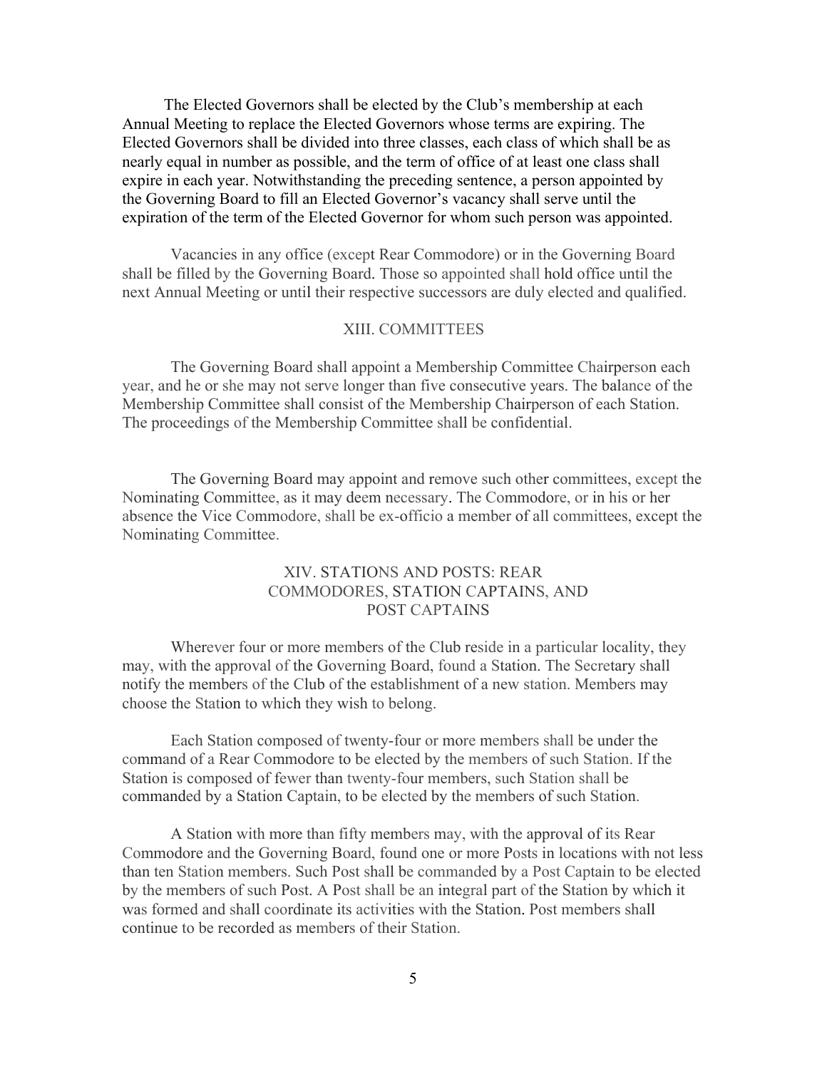The Elected Governors shall be elected by the Club's membership at each Annual Meeting to replace the Elected Governors whose terms are expiring. The Elected Governors shall be divided into three classes, each class of which shall be as nearly equal in number as possible, and the term of office of at least one class shall expire in each year. Notwithstanding the preceding sentence, a person appointed by the Governing Board to fill an Elected Governor's vacancy shall serve until the expiration of the term of the Elected Governor for whom such person was appointed.

Vacancies in any office (except Rear Commodore) or in the Governing Board shall be filled by the Governing Board. Those so appointed shall hold office until the next Annual Meeting or until their respective successors are duly elected and qualified.

## XIII. COMMITTEES

The Governing Board shall appoint a Membership Committee Chairperson each year, and he or she may not serve longer than five consecutive years. The balance of the Membership Committee shall consist of the Membership Chairperson of each Station. The proceedings of the Membership Committee shall be confidential.

The Governing Board may appoint and remove such other committees, except the Nominating Committee, as it may deem necessary. The Commodore, or in his or her absence the Vice Commodore, shall be ex-officio a member of all committees, except the Nominating Committee.

## XIV. STATIONS AND POSTS: REAR COMMODORES, STATION CAPTAINS, AND POST CAPTAINS

Wherever four or more members of the Club reside in a particular locality, they may, with the approval of the Governing Board, found a Station. The Secretary shall notify the members of the Club of the establishment of a new station. Members may choose the Station to which they wish to belong.

Each Station composed of twenty-four or more members shall be under the command of a Rear Commodore to be elected by the members of such Station. If the Station is composed of fewer than twenty-four members, such Station shall be commanded by a Station Captain, to be elected by the members of such Station.

A Station with more than fifty members may, with the approval of its Rear Commodore and the Governing Board, found one or more Posts in locations with not less than ten Station members. Such Post shall be commanded by a Post Captain to be elected by the members of such Post. A Post shall be an integral part of the Station by which it was formed and shall coordinate its activities with the Station. Post members shall continue to be recorded as members of their Station.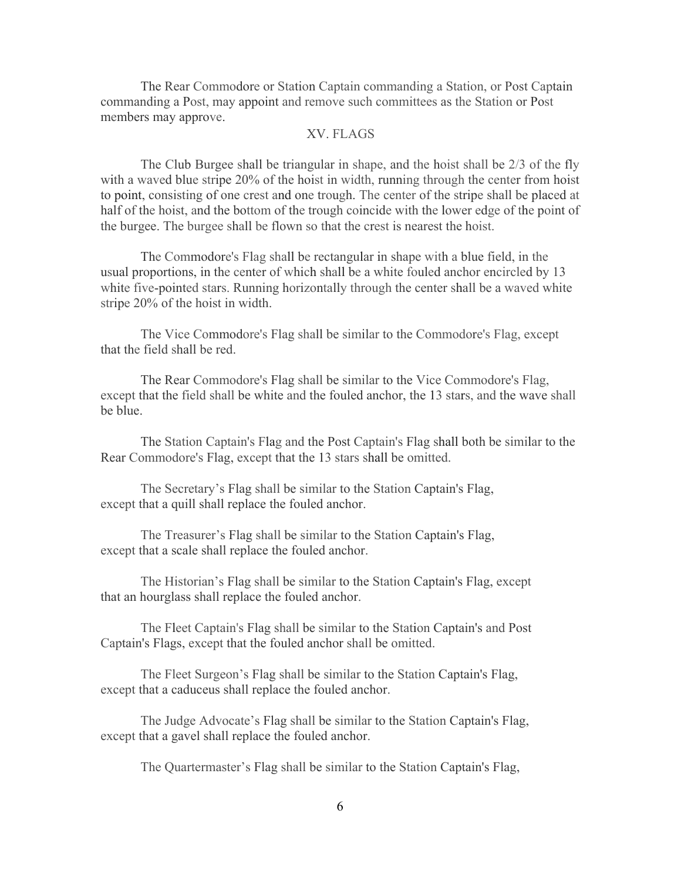The Rear Commodore or Station Captain commanding a Station, or Post Captain commanding a Post, may appoint and remove such committees as the Station or Post members may approve.

## XV. FLAGS

The Club Burgee shall be triangular in shape, and the hoist shall be 2/3 of the fly with a waved blue stripe 20% of the hoist in width, running through the center from hoist to point, consisting of one crest and one trough. The center of the stripe shall be placed at half of the hoist, and the bottom of the trough coincide with the lower edge of the point of the burgee. The burgee shall be flown so that the crest is nearest the hoist.

The Commodore's Flag shall be rectangular in shape with a blue field, in the usual proportions, in the center of which shall be a white fouled anchor encircled by 13 white five-pointed stars. Running horizontally through the center shall be a waved white stripe 20% of the hoist in width.

The Vice Commodore's Flag shall be similar to the Commodore's Flag, except that the field shall be red.

The Rear Commodore's Flag shall be similar to the Vice Commodore's Flag, except that the field shall be white and the fouled anchor, the 13 stars, and the wave shall be blue.

The Station Captain's Flag and the Post Captain's Flag shall both be similar to the Rear Commodore's Flag, except that the 13 stars shall be omitted.

The Secretary's Flag shall be similar to the Station Captain's Flag, except that a quill shall replace the fouled anchor.

The Treasurer's Flag shall be similar to the Station Captain's Flag, except that a scale shall replace the fouled anchor.

The Historian's Flag shall be similar to the Station Captain's Flag, except that an hourglass shall replace the fouled anchor.

The Fleet Captain's Flag shall be similar to the Station Captain's and Post Captain's Flags, except that the fouled anchor shall be omitted.

The Fleet Surgeon's Flag shall be similar to the Station Captain's Flag, except that a caduceus shall replace the fouled anchor.

The Judge Advocate's Flag shall be similar to the Station Captain's Flag, except that a gavel shall replace the fouled anchor.

The Quartermaster's Flag shall be similar to the Station Captain's Flag,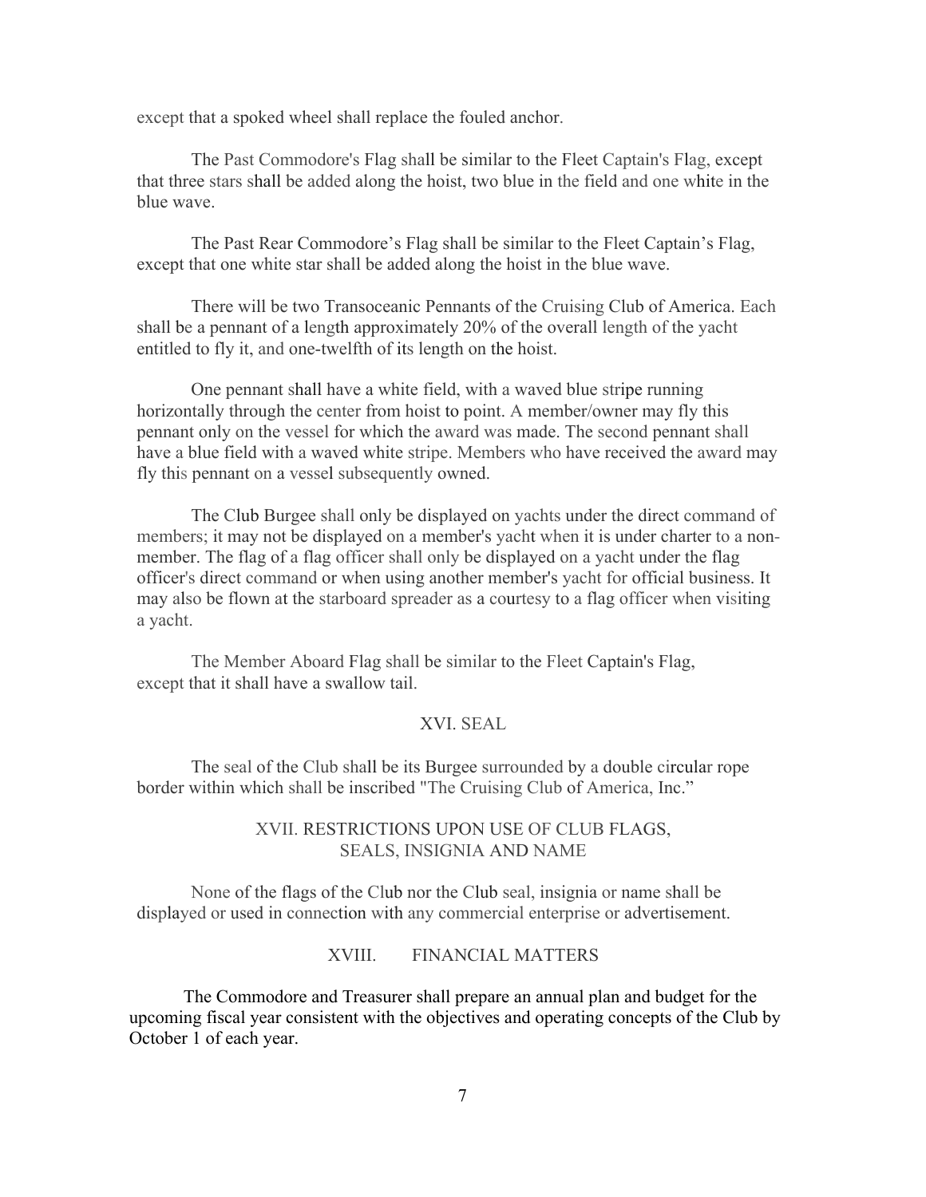except that a spoked wheel shall replace the fouled anchor.

The Past Commodore's Flag shall be similar to the Fleet Captain's Flag, except that three stars shall be added along the hoist, two blue in the field and one white in the blue wave.

The Past Rear Commodore's Flag shall be similar to the Fleet Captain's Flag, except that one white star shall be added along the hoist in the blue wave.

There will be two Transoceanic Pennants of the Cruising Club of America. Each shall be a pennant of a length approximately 20% of the overall length of the yacht entitled to fly it, and one-twelfth of its length on the hoist.

One pennant shall have a white field, with a waved blue stripe running horizontally through the center from hoist to point. A member/owner may fly this pennant only on the vessel for which the award was made. The second pennant shall have a blue field with a waved white stripe. Members who have received the award may fly this pennant on a vessel subsequently owned.

The Club Burgee shall only be displayed on yachts under the direct command of members; it may not be displayed on a member's yacht when it is under charter to a non-member. The flag of a flag officer shall only be displayed on a yacht under the flag officer's direct command or when using another member's yacht for official business. It may also be flown at the starboard spreader as a courtesy to a flag officer when visiting a yacht.

The Member Aboard Flag shall be similar to the Fleet Captain's Flag, except that it shall have a swallow tail.

## XVI. SEAL

The seal of the Club shall be its Burgee surrounded by a double circular rope border within which shall be inscribed "The Cruising Club of America, Inc."

## XVII. RESTRICTIONS UPON USE OF CLUB FLAGS, SEALS, INSIGNIA AND NAME

None of the flags of the Club nor the Club seal, insignia or name shall be displayed or used in connection with any commercial enterprise or advertisement.

## XVIII. FINANCIAL MATTERS

The Commodore and Treasurer shall prepare an annual plan and budget for the upcoming fiscal year consistent with the objectives and operating concepts of the Club by October 1 of each year.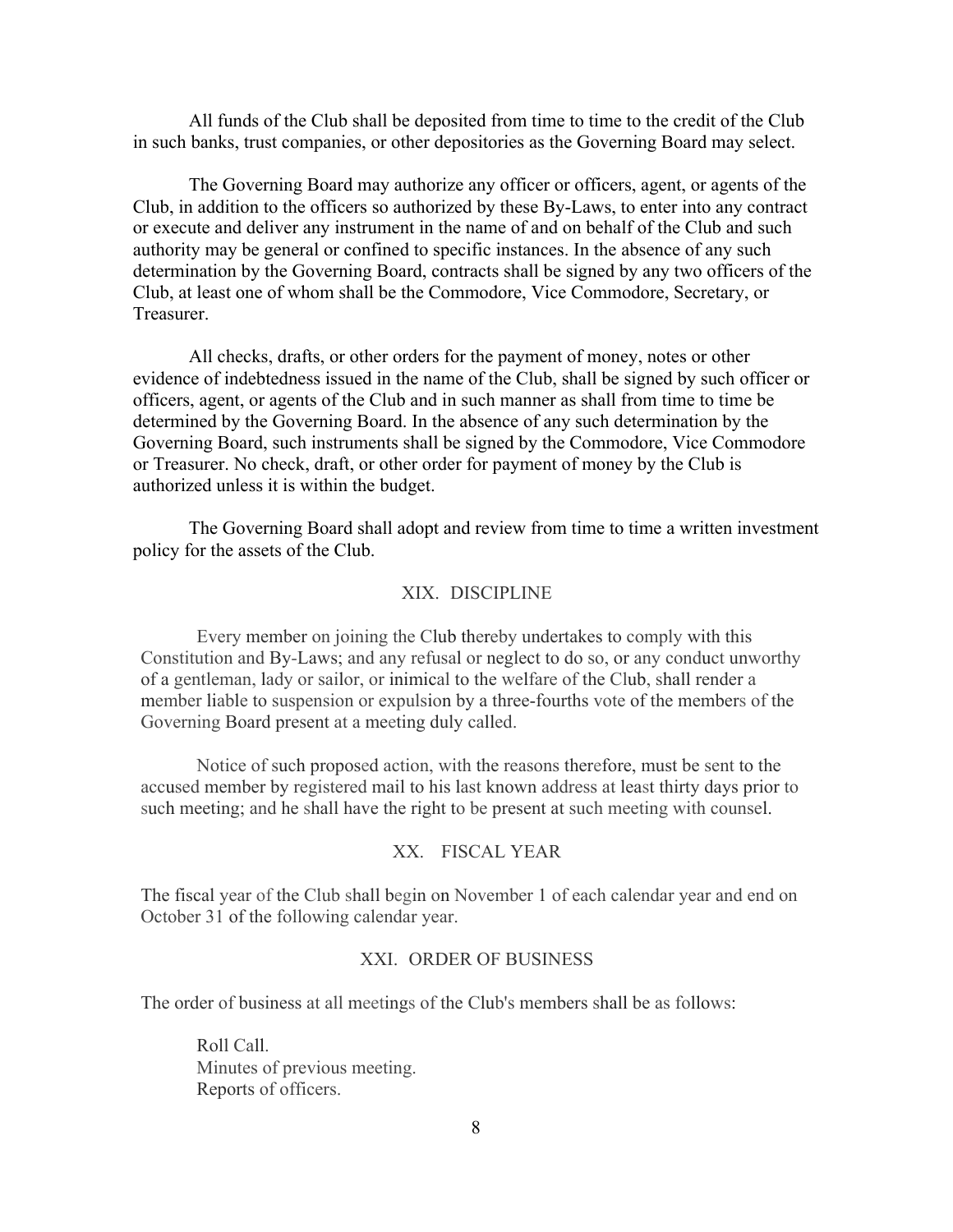All funds of the Club shall be deposited from time to time to the credit of the Club in such banks, trust companies, or other depositories as the Governing Board may select.

The Governing Board may authorize any officer or officers, agent, or agents of the Club, in addition to the officers so authorized by these By-Laws, to enter into any contract or execute and deliver any instrument in the name of and on behalf of the Club and such authority may be general or confined to specific instances. In the absence of any such determination by the Governing Board, contracts shall be signed by any two officers of the Club, at least one of whom shall be the Commodore, Vice Commodore, Secretary, or Treasurer.

All checks, drafts, or other orders for the payment of money, notes or other evidence of indebtedness issued in the name of the Club, shall be signed by such officer or officers, agent, or agents of the Club and in such manner as shall from time to time be determined by the Governing Board. In the absence of any such determination by the Governing Board, such instruments shall be signed by the Commodore, Vice Commodore or Treasurer. No check, draft, or other order for payment of money by the Club is authorized unless it is within the budget.

The Governing Board shall adopt and review from time to time a written investment policy for the assets of the Club.

## XIX. DISCIPLINE

Every member on joining the Club thereby undertakes to comply with this Constitution and By-Laws; and any refusal or neglect to do so, or any conduct unworthy of a gentleman, lady or sailor, or inimical to the welfare of the Club, shall render a member liable to suspension or expulsion by a three-fourths vote of the members of the Governing Board present at a meeting duly called.

Notice of such proposed action, with the reasons therefore, must be sent to the accused member by registered mail to his last known address at least thirty days prior to such meeting; and he shall have the right to be present at such meeting with counsel.

## XX. FISCAL YEAR

The fiscal year of the Club shall begin on November 1 of each calendar year and end on October 31 of the following calendar year.

## XXI. ORDER OF BUSINESS

The order of business at all meetings of the Club's members shall be as follows:

Roll Call.
Minutes of previous meeting.
Reports of officers.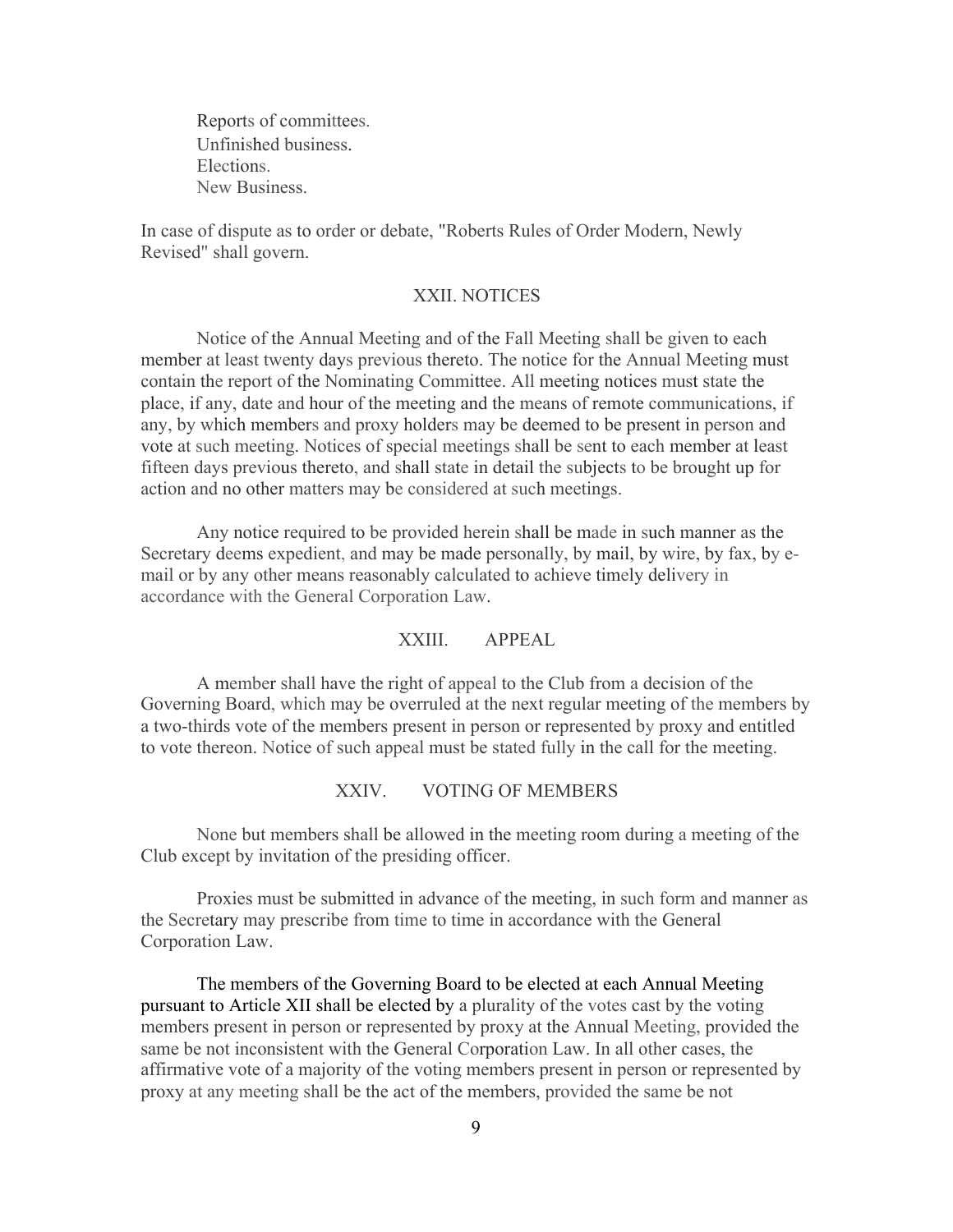Reports of committees.
Unfinished business.
Elections.
New Business.

In case of dispute as to order or debate, "Roberts Rules of Order Modern, Newly Revised" shall govern.

## XXII. NOTICES

Notice of the Annual Meeting and of the Fall Meeting shall be given to each member at least twenty days previous thereto. The notice for the Annual Meeting must contain the report of the Nominating Committee. All meeting notices must state the place, if any, date and hour of the meeting and the means of remote communications, if any, by which members and proxy holders may be deemed to be present in person and vote at such meeting. Notices of special meetings shall be sent to each member at least fifteen days previous thereto, and shall state in detail the subjects to be brought up for action and no other matters may be considered at such meetings.

Any notice required to be provided herein shall be made in such manner as the Secretary deems expedient, and may be made personally, by mail, by wire, by fax, by e-mail or by any other means reasonably calculated to achieve timely delivery in accordance with the General Corporation Law.

## XXIII. APPEAL

A member shall have the right of appeal to the Club from a decision of the Governing Board, which may be overruled at the next regular meeting of the members by a two-thirds vote of the members present in person or represented by proxy and entitled to vote thereon. Notice of such appeal must be stated fully in the call for the meeting.

## XXIV. VOTING OF MEMBERS

None but members shall be allowed in the meeting room during a meeting of the Club except by invitation of the presiding officer.

Proxies must be submitted in advance of the meeting, in such form and manner as the Secretary may prescribe from time to time in accordance with the General Corporation Law.

The members of the Governing Board to be elected at each Annual Meeting pursuant to Article XII shall be elected by a plurality of the votes cast by the voting members present in person or represented by proxy at the Annual Meeting, provided the same be not inconsistent with the General Corporation Law. In all other cases, the affirmative vote of a majority of the voting members present in person or represented by proxy at any meeting shall be the act of the members, provided the same be not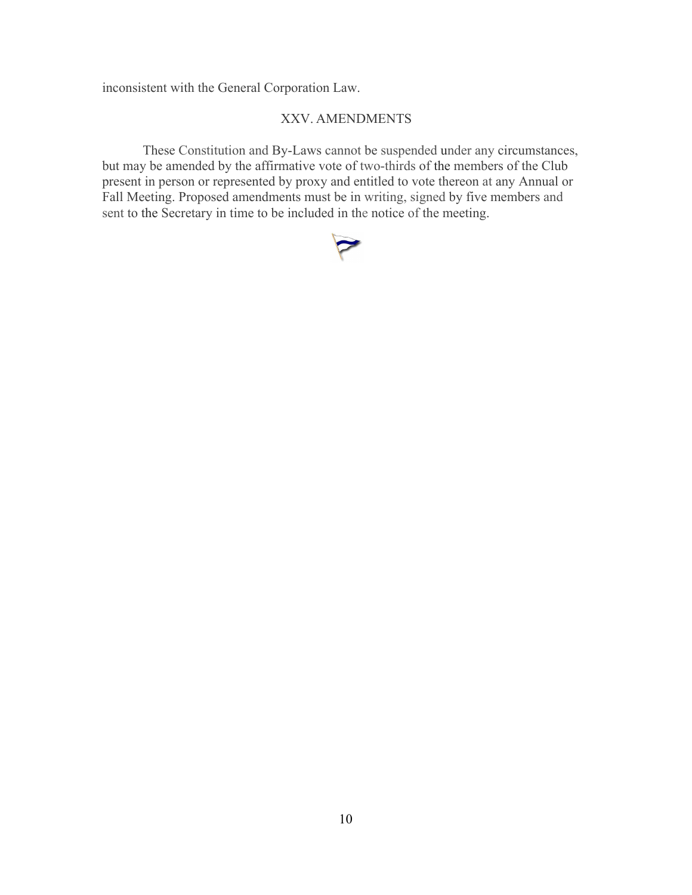inconsistent with the General Corporation Law.

## XXV. AMENDMENTS

These Constitution and By-Laws cannot be suspended under any circumstances, but may be amended by the affirmative vote of two-thirds of the members of the Club present in person or represented by proxy and entitled to vote thereon at any Annual or Fall Meeting. Proposed amendments must be in writing, signed by five members and sent to the Secretary in time to be included in the notice of the meeting.